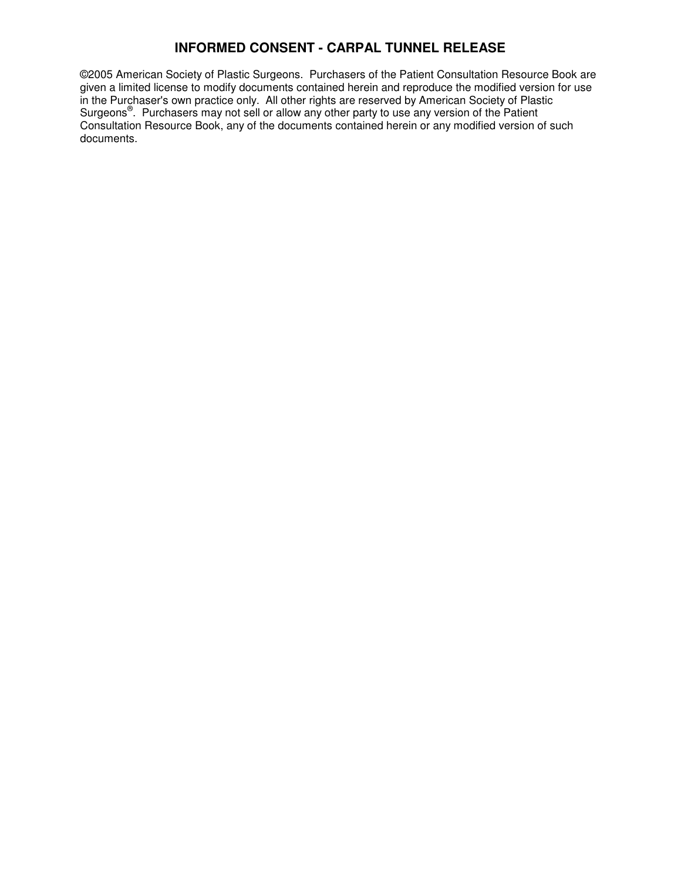# INFORMED CONSENT - CARPAL TUNNEL RELEASE

©2005 American Society of Plastic Surgeons. Purchasers of the Patient Consultation Resource Book are given a limited license to modify documents contained herein and reproduce the modified version for use in the Purchaser's own practice only. All other rights are reserved by American Society of Plastic Surgeons®. Purchasers may not sell or allow any other party to use any version of the Patient Consultation Resource Book, any of the documents contained herein or any modified version of such documents.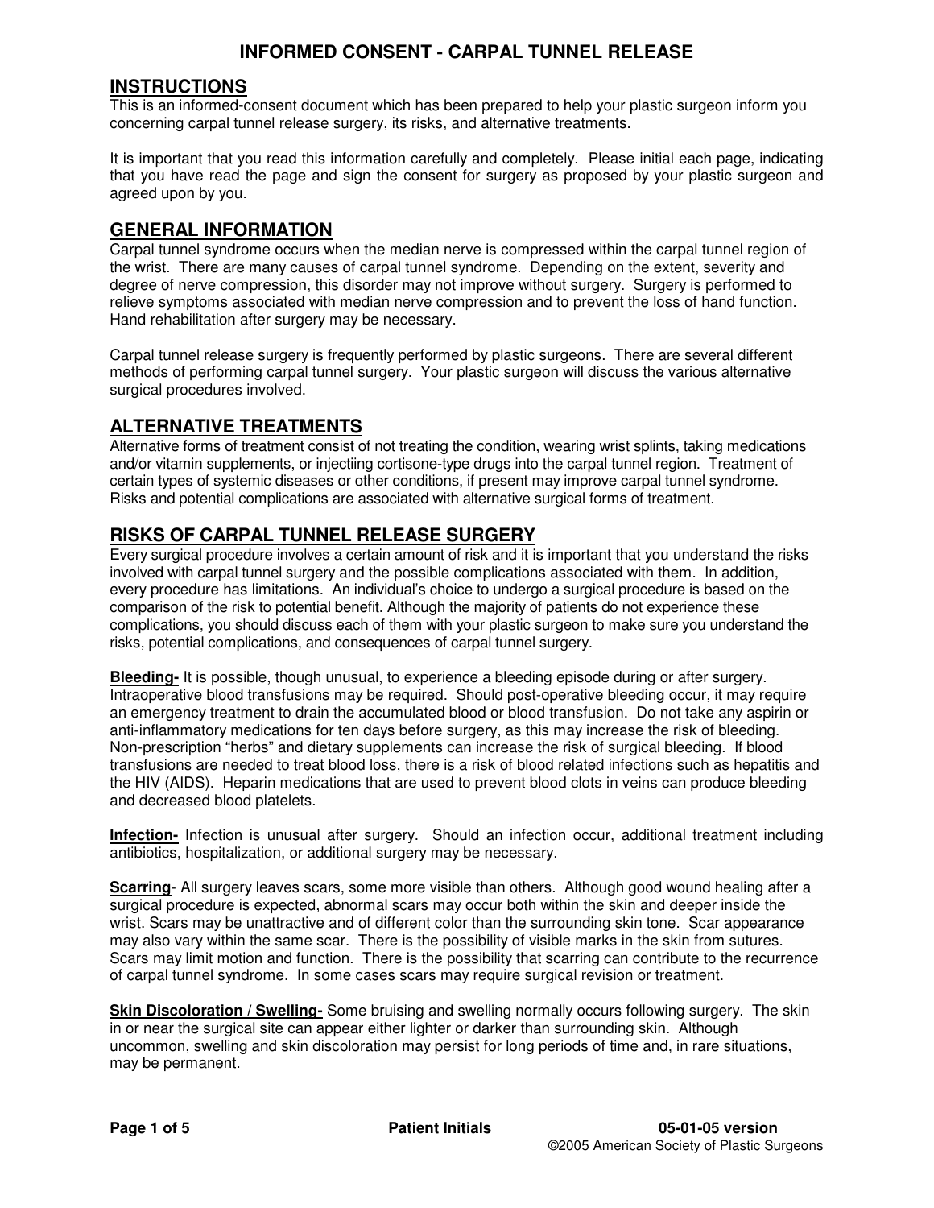# INFORMED CONSENT - CARPAL TUNNEL RELEASE

## INSTRUCTIONS

This is an informed-consent document which has been prepared to help your plastic surgeon inform you concerning carpal tunnel release surgery, its risks, and alternative treatments.

It is important that you read this information carefully and completely. Please initial each page, indicating that you have read the page and sign the consent for surgery as proposed by your plastic surgeon and agreed upon by you.

## GENERAL INFORMATION

Carpal tunnel syndrome occurs when the median nerve is compressed within the carpal tunnel region of the wrist. There are many causes of carpal tunnel syndrome. Depending on the extent, severity and degree of nerve compression, this disorder may not improve without surgery. Surgery is performed to relieve symptoms associated with median nerve compression and to prevent the loss of hand function. Hand rehabilitation after surgery may be necessary.

Carpal tunnel release surgery is frequently performed by plastic surgeons. There are several different methods of performing carpal tunnel surgery. Your plastic surgeon will discuss the various alternative surgical procedures involved.

## ALTERNATIVE TREATMENTS

Alternative forms of treatment consist of not treating the condition, wearing wrist splints, taking medications and/or vitamin supplements, or injectiing cortisone-type drugs into the carpal tunnel region. Treatment of certain types of systemic diseases or other conditions, if present may improve carpal tunnel syndrome. Risks and potential complications are associated with alternative surgical forms of treatment.

## RISKS OF CARPAL TUNNEL RELEASE SURGERY

Every surgical procedure involves a certain amount of risk and it is important that you understand the risks involved with carpal tunnel surgery and the possible complications associated with them. In addition, every procedure has limitations. An individual's choice to undergo a surgical procedure is based on the comparison of the risk to potential benefit. Although the majority of patients do not experience these complications, you should discuss each of them with your plastic surgeon to make sure you understand the risks, potential complications, and consequences of carpal tunnel surgery.

**Bleeding-** It is possible, though unusual, to experience a bleeding episode during or after surgery. Intraoperative blood transfusions may be required. Should post-operative bleeding occur, it may require an emergency treatment to drain the accumulated blood or blood transfusion. Do not take any aspirin or anti-inflammatory medications for ten days before surgery, as this may increase the risk of bleeding. Non-prescription "herbs" and dietary supplements can increase the risk of surgical bleeding. If blood transfusions are needed to treat blood loss, there is a risk of blood related infections such as hepatitis and the HIV (AIDS). Heparin medications that are used to prevent blood clots in veins can produce bleeding and decreased blood platelets.

**Infection-** Infection is unusual after surgery. Should an infection occur, additional treatment including antibiotics, hospitalization, or additional surgery may be necessary.

**Scarring**- All surgery leaves scars, some more visible than others. Although good wound healing after a surgical procedure is expected, abnormal scars may occur both within the skin and deeper inside the wrist. Scars may be unattractive and of different color than the surrounding skin tone. Scar appearance may also vary within the same scar. There is the possibility of visible marks in the skin from sutures. Scars may limit motion and function. There is the possibility that scarring can contribute to the recurrence of carpal tunnel syndrome. In some cases scars may require surgical revision or treatment.

**Skin Discoloration / Swelling-** Some bruising and swelling normally occurs following surgery. The skin in or near the surgical site can appear either lighter or darker than surrounding skin. Although uncommon, swelling and skin discoloration may persist for long periods of time and, in rare situations, may be permanent.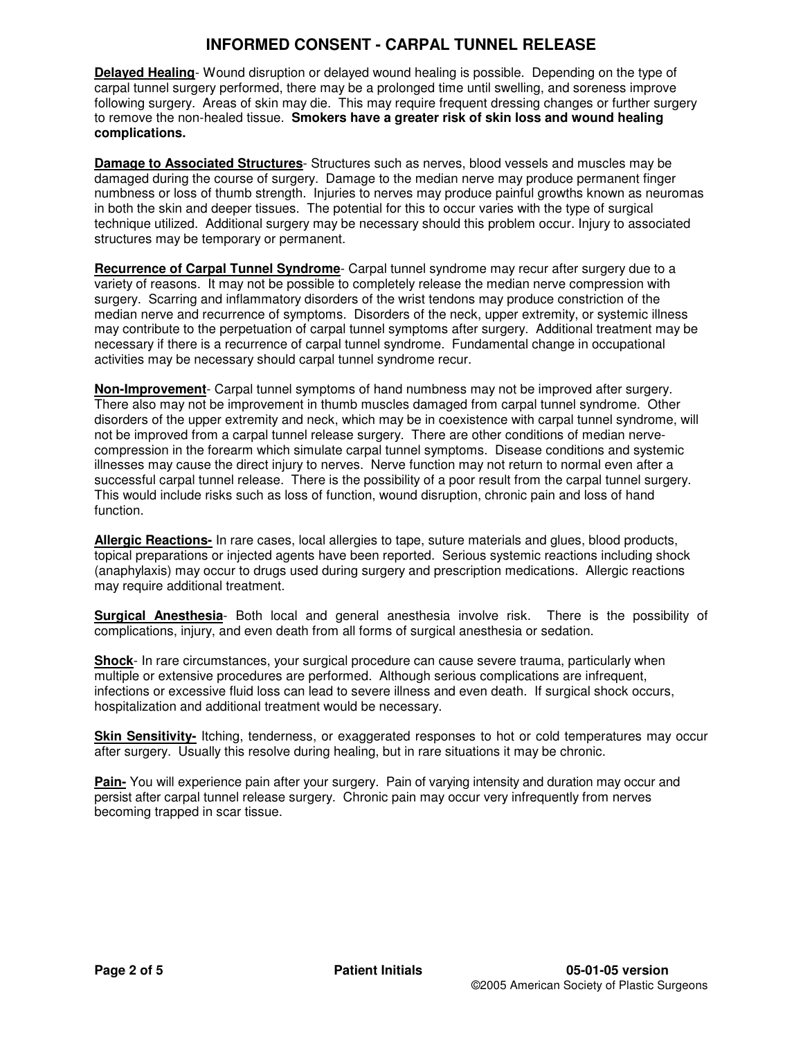**Delayed Healing**- Wound disruption or delayed wound healing is possible. Depending on the type of carpal tunnel surgery performed, there may be a prolonged time until swelling, and soreness improve following surgery. Areas of skin may die. This may require frequent dressing changes or further surgery to remove the non-healed tissue. **Smokers have a greater risk of skin loss and wound healing complications.**

**Damage to Associated Structures**- Structures such as nerves, blood vessels and muscles may be damaged during the course of surgery. Damage to the median nerve may produce permanent finger numbness or loss of thumb strength. Injuries to nerves may produce painful growths known as neuromas in both the skin and deeper tissues. The potential for this to occur varies with the type of surgical technique utilized. Additional surgery may be necessary should this problem occur. Injury to associated structures may be temporary or permanent.

**Recurrence of Carpal Tunnel Syndrome**- Carpal tunnel syndrome may recur after surgery due to a variety of reasons. It may not be possible to completely release the median nerve compression with surgery. Scarring and inflammatory disorders of the wrist tendons may produce constriction of the median nerve and recurrence of symptoms. Disorders of the neck, upper extremity, or systemic illness may contribute to the perpetuation of carpal tunnel symptoms after surgery. Additional treatment may be necessary if there is a recurrence of carpal tunnel syndrome. Fundamental change in occupational activities may be necessary should carpal tunnel syndrome recur.

**Non-Improvement**- Carpal tunnel symptoms of hand numbness may not be improved after surgery. There also may not be improvement in thumb muscles damaged from carpal tunnel syndrome. Other disorders of the upper extremity and neck, which may be in coexistence with carpal tunnel syndrome, will not be improved from a carpal tunnel release surgery. There are other conditions of median nerve-compression in the forearm which simulate carpal tunnel symptoms. Disease conditions and systemic illnesses may cause the direct injury to nerves. Nerve function may not return to normal even after a successful carpal tunnel release. There is the possibility of a poor result from the carpal tunnel surgery. This would include risks such as loss of function, wound disruption, chronic pain and loss of hand function.

**Allergic Reactions-** In rare cases, local allergies to tape, suture materials and glues, blood products, topical preparations or injected agents have been reported. Serious systemic reactions including shock (anaphylaxis) may occur to drugs used during surgery and prescription medications. Allergic reactions may require additional treatment.

**Surgical Anesthesia**- Both local and general anesthesia involve risk. There is the possibility of complications, injury, and even death from all forms of surgical anesthesia or sedation.

**Shock**- In rare circumstances, your surgical procedure can cause severe trauma, particularly when multiple or extensive procedures are performed. Although serious complications are infrequent, infections or excessive fluid loss can lead to severe illness and even death. If surgical shock occurs, hospitalization and additional treatment would be necessary.

**Skin Sensitivity-** Itching, tenderness, or exaggerated responses to hot or cold temperatures may occur after surgery. Usually this resolve during healing, but in rare situations it may be chronic.

**Pain-** You will experience pain after your surgery. Pain of varying intensity and duration may occur and persist after carpal tunnel release surgery. Chronic pain may occur very infrequently from nerves becoming trapped in scar tissue.

**Patient Initials**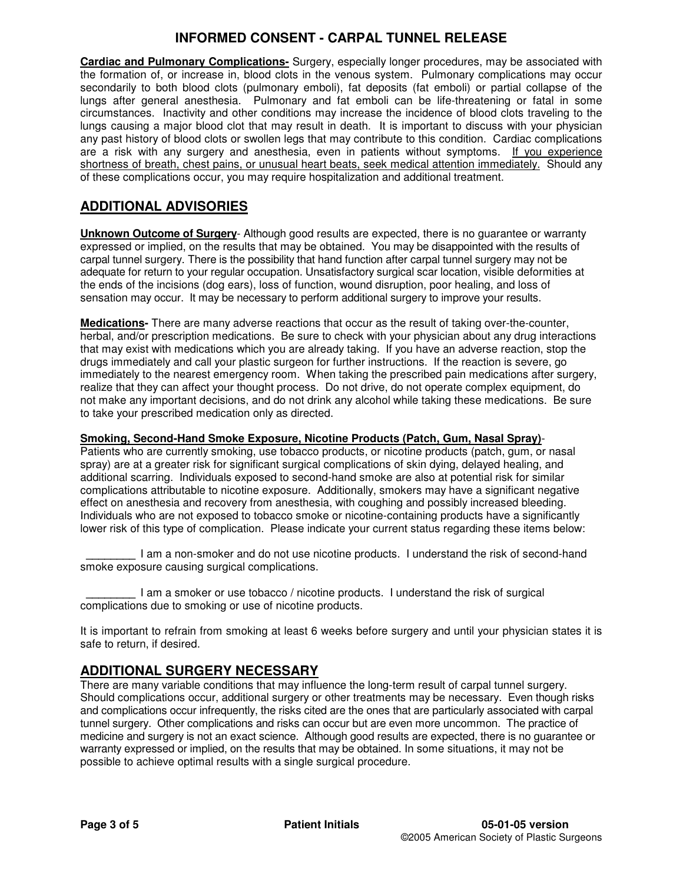**Cardiac and Pulmonary Complications-** Surgery, especially longer procedures, may be associated with the formation of, or increase in, blood clots in the venous system. Pulmonary complications may occur secondarily to both blood clots (pulmonary emboli), fat deposits (fat emboli) or partial collapse of the lungs after general anesthesia. Pulmonary and fat emboli can be life-threatening or fatal in some circumstances. Inactivity and other conditions may increase the incidence of blood clots traveling to the lungs causing a major blood clot that may result in death. It is important to discuss with your physician any past history of blood clots or swollen legs that may contribute to this condition. Cardiac complications are a risk with any surgery and anesthesia, even in patients without symptoms. If you experience shortness of breath, chest pains, or unusual heart beats, seek medical attention immediately. Should any of these complications occur, you may require hospitalization and additional treatment.

## ADDITIONAL ADVISORIES

**Unknown Outcome of Surgery**- Although good results are expected, there is no guarantee or warranty expressed or implied, on the results that may be obtained. You may be disappointed with the results of carpal tunnel surgery. There is the possibility that hand function after carpal tunnel surgery may not be adequate for return to your regular occupation. Unsatisfactory surgical scar location, visible deformities at the ends of the incisions (dog ears), loss of function, wound disruption, poor healing, and loss of sensation may occur. It may be necessary to perform additional surgery to improve your results.

**Medications-** There are many adverse reactions that occur as the result of taking over-the-counter, herbal, and/or prescription medications. Be sure to check with your physician about any drug interactions that may exist with medications which you are already taking. If you have an adverse reaction, stop the drugs immediately and call your plastic surgeon for further instructions. If the reaction is severe, go immediately to the nearest emergency room. When taking the prescribed pain medications after surgery, realize that they can affect your thought process. Do not drive, do not operate complex equipment, do not make any important decisions, and do not drink any alcohol while taking these medications. Be sure to take your prescribed medication only as directed.

**Smoking, Second-Hand Smoke Exposure, Nicotine Products (Patch, Gum, Nasal Spray)**- Patients who are currently smoking, use tobacco products, or nicotine products (patch, gum, or nasal spray) are at a greater risk for significant surgical complications of skin dying, delayed healing, and additional scarring. Individuals exposed to second-hand smoke are also at potential risk for similar complications attributable to nicotine exposure. Additionally, smokers may have a significant negative effect on anesthesia and recovery from anesthesia, with coughing and possibly increased bleeding. Individuals who are not exposed to tobacco smoke or nicotine-containing products have a significantly lower risk of this type of complication. Please indicate your current status regarding these items below:

________ I am a non-smoker and do not use nicotine products. I understand the risk of second-hand smoke exposure causing surgical complications.

________ I am a smoker or use tobacco / nicotine products. I understand the risk of surgical complications due to smoking or use of nicotine products.

It is important to refrain from smoking at least 6 weeks before surgery and until your physician states it is safe to return, if desired.

## ADDITIONAL SURGERY NECESSARY

There are many variable conditions that may influence the long-term result of carpal tunnel surgery. Should complications occur, additional surgery or other treatments may be necessary. Even though risks and complications occur infrequently, the risks cited are the ones that are particularly associated with carpal tunnel surgery. Other complications and risks can occur but are even more uncommon. The practice of medicine and surgery is not an exact science. Although good results are expected, there is no guarantee or warranty expressed or implied, on the results that may be obtained. In some situations, it may not be possible to achieve optimal results with a single surgical procedure.

**Patient Initials**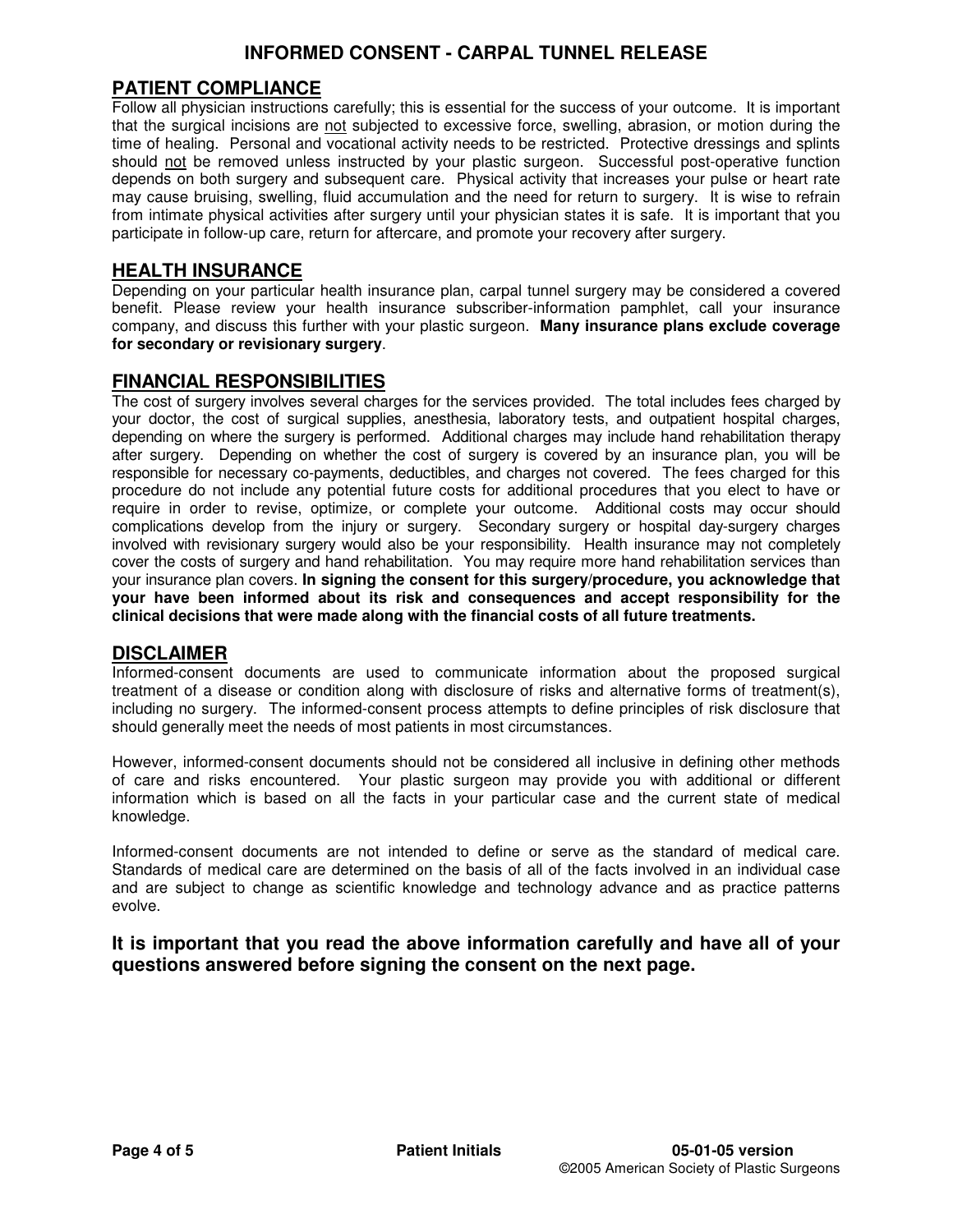## PATIENT COMPLIANCE

Follow all physician instructions carefully; this is essential for the success of your outcome. It is important that the surgical incisions are not subjected to excessive force, swelling, abrasion, or motion during the time of healing. Personal and vocational activity needs to be restricted. Protective dressings and splints should not be removed unless instructed by your plastic surgeon. Successful post-operative function depends on both surgery and subsequent care. Physical activity that increases your pulse or heart rate may cause bruising, swelling, fluid accumulation and the need for return to surgery. It is wise to refrain from intimate physical activities after surgery until your physician states it is safe. It is important that you participate in follow-up care, return for aftercare, and promote your recovery after surgery.

## HEALTH INSURANCE

Depending on your particular health insurance plan, carpal tunnel surgery may be considered a covered benefit. Please review your health insurance subscriber-information pamphlet, call your insurance company, and discuss this further with your plastic surgeon. **Many insurance plans exclude coverage for secondary or revisionary surgery**.

## FINANCIAL RESPONSIBILITIES

The cost of surgery involves several charges for the services provided. The total includes fees charged by your doctor, the cost of surgical supplies, anesthesia, laboratory tests, and outpatient hospital charges, depending on where the surgery is performed. Additional charges may include hand rehabilitation therapy after surgery. Depending on whether the cost of surgery is covered by an insurance plan, you will be responsible for necessary co-payments, deductibles, and charges not covered. The fees charged for this procedure do not include any potential future costs for additional procedures that you elect to have or require in order to revise, optimize, or complete your outcome. Additional costs may occur should complications develop from the injury or surgery. Secondary surgery or hospital day-surgery charges involved with revisionary surgery would also be your responsibility. Health insurance may not completely cover the costs of surgery and hand rehabilitation. You may require more hand rehabilitation services than your insurance plan covers. **In signing the consent for this surgery/procedure, you acknowledge that your have been informed about its risk and consequences and accept responsibility for the clinical decisions that were made along with the financial costs of all future treatments.**

## DISCLAIMER

Informed-consent documents are used to communicate information about the proposed surgical treatment of a disease or condition along with disclosure of risks and alternative forms of treatment(s), including no surgery. The informed-consent process attempts to define principles of risk disclosure that should generally meet the needs of most patients in most circumstances.

However, informed-consent documents should not be considered all inclusive in defining other methods of care and risks encountered. Your plastic surgeon may provide you with additional or different information which is based on all the facts in your particular case and the current state of medical knowledge.

Informed-consent documents are not intended to define or serve as the standard of medical care. Standards of medical care are determined on the basis of all of the facts involved in an individual case and are subject to change as scientific knowledge and technology advance and as practice patterns evolve.

### It is important that you read the above information carefully and have all of your questions answered before signing the consent on the next page.

Patient Initials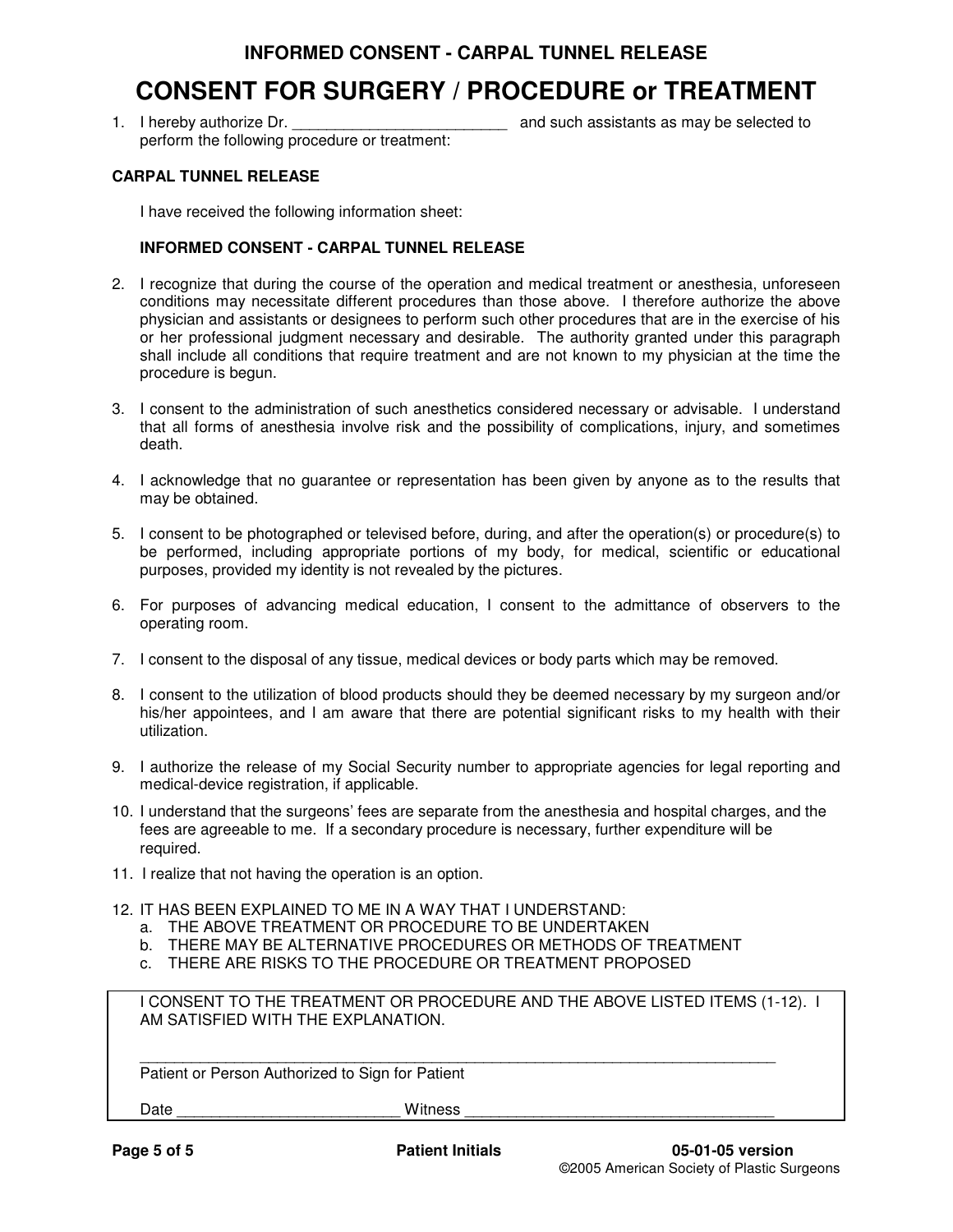# INFORMED CONSENT - CARPAL TUNNEL RELEASE

## CONSENT FOR SURGERY / PROCEDURE or TREATMENT

1. I hereby authorize Dr. _________________________ and such assistants as may be selected to perform the following procedure or treatment:

**CARPAL TUNNEL RELEASE**

I have received the following information sheet:

**INFORMED CONSENT - CARPAL TUNNEL RELEASE**

2. I recognize that during the course of the operation and medical treatment or anesthesia, unforeseen conditions may necessitate different procedures than those above. I therefore authorize the above physician and assistants or designees to perform such other procedures that are in the exercise of his or her professional judgment necessary and desirable. The authority granted under this paragraph shall include all conditions that require treatment and are not known to my physician at the time the procedure is begun.

3. I consent to the administration of such anesthetics considered necessary or advisable. I understand that all forms of anesthesia involve risk and the possibility of complications, injury, and sometimes death.

4. I acknowledge that no guarantee or representation has been given by anyone as to the results that may be obtained.

5. I consent to be photographed or televised before, during, and after the operation(s) or procedure(s) to be performed, including appropriate portions of my body, for medical, scientific or educational purposes, provided my identity is not revealed by the pictures.

6. For purposes of advancing medical education, I consent to the admittance of observers to the operating room.

7. I consent to the disposal of any tissue, medical devices or body parts which may be removed.

8. I consent to the utilization of blood products should they be deemed necessary by my surgeon and/or his/her appointees, and I am aware that there are potential significant risks to my health with their utilization.

9. I authorize the release of my Social Security number to appropriate agencies for legal reporting and medical-device registration, if applicable.

10. I understand that the surgeons' fees are separate from the anesthesia and hospital charges, and the fees are agreeable to me. If a secondary procedure is necessary, further expenditure will be required.

11. I realize that not having the operation is an option.

12. IT HAS BEEN EXPLAINED TO ME IN A WAY THAT I UNDERSTAND:
    a. THE ABOVE TREATMENT OR PROCEDURE TO BE UNDERTAKEN
    b. THERE MAY BE ALTERNATIVE PROCEDURES OR METHODS OF TREATMENT
    c. THERE ARE RISKS TO THE PROCEDURE OR TREATMENT PROPOSED

I CONSENT TO THE TREATMENT OR PROCEDURE AND THE ABOVE LISTED ITEMS (1-12). I AM SATISFIED WITH THE EXPLANATION.

_______________________________________________________________________________
Patient or Person Authorized to Sign for Patient

Date _________________________ Witness ____________________________________

Patient Initials

05-01-05 version

©2005 American Society of Plastic Surgeons